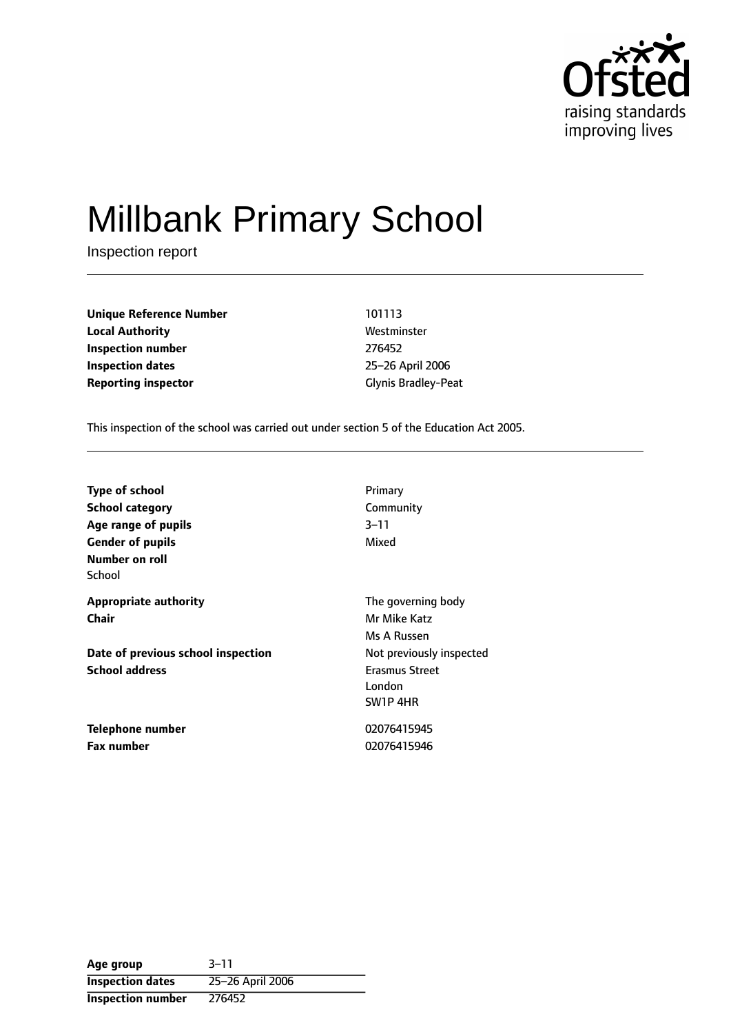Ofsted
raising standards
improving lives

# Millbank Primary School

Inspection report

| | |
|---|---|
| **Unique Reference Number** | 101113 |
| **Local Authority** | Westminster |
| **Inspection number** | 276452 |
| **Inspection dates** | 25–26 April 2006 |
| **Reporting inspector** | Glynis Bradley-Peat |

This inspection of the school was carried out under section 5 of the Education Act 2005.

| | |
|---|---|
| **Type of school** | Primary |
| **School category** | Community |
| **Age range of pupils** | 3–11 |
| **Gender of pupils** | Mixed |
| **Number on roll** | |
| School | |
| **Appropriate authority** | The governing body |
| **Chair** | Mr Mike Katz |
| | Ms A Russen |
| **Date of previous school inspection** | Not previously inspected |
| **School address** | Erasmus Street<br>London<br>SW1P 4HR |
| **Telephone number** | 02076415945 |
| **Fax number** | 02076415946 |

| | |
|---|---|
| **Age group** | 3–11 |
| **Inspection dates** | 25–26 April 2006 |
| **Inspection number** | 276452 |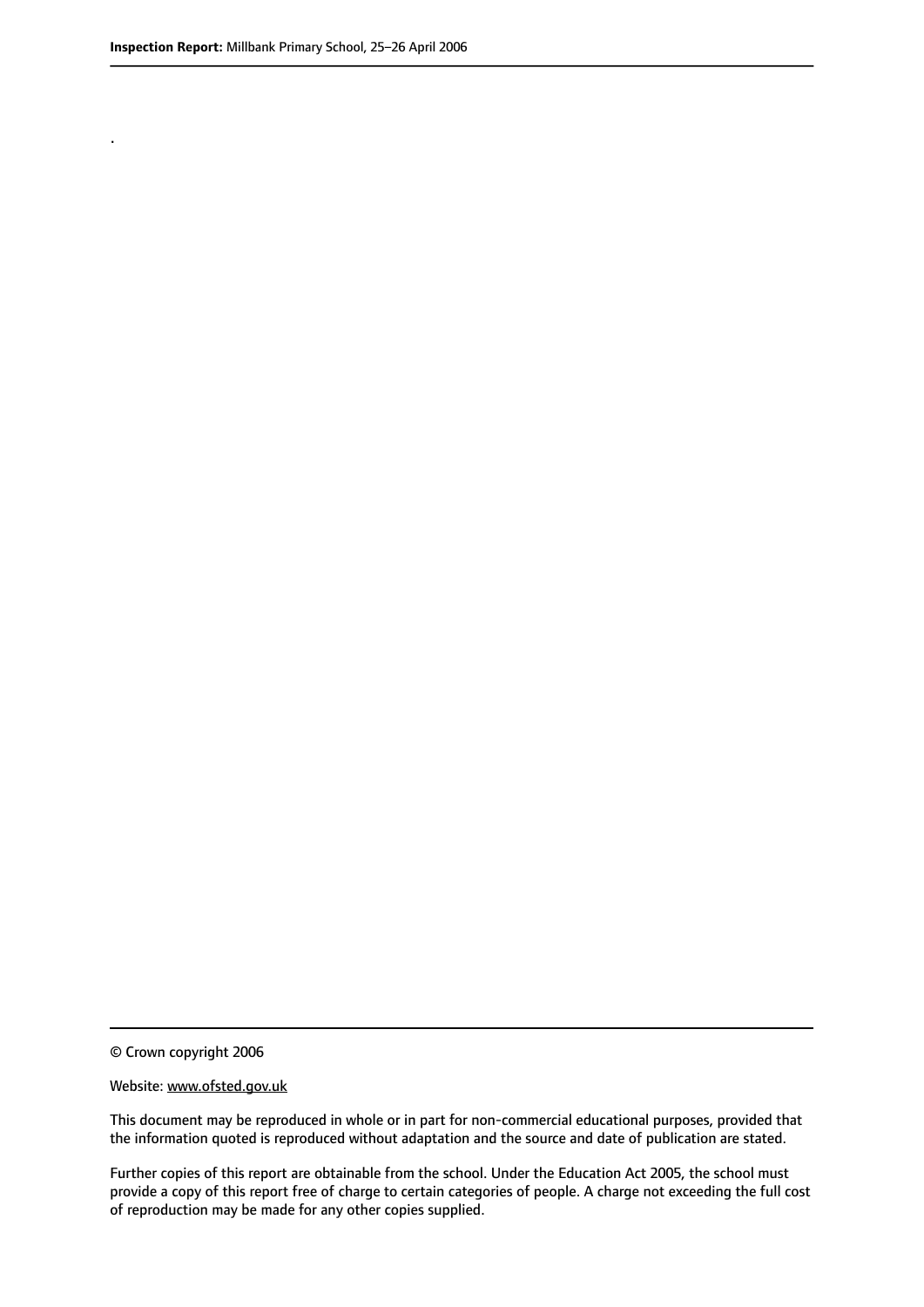.

© Crown copyright 2006

Website: www.ofsted.gov.uk

This document may be reproduced in whole or in part for non-commercial educational purposes, provided that the information quoted is reproduced without adaptation and the source and date of publication are stated.

Further copies of this report are obtainable from the school. Under the Education Act 2005, the school must provide a copy of this report free of charge to certain categories of people. A charge not exceeding the full cost of reproduction may be made for any other copies supplied.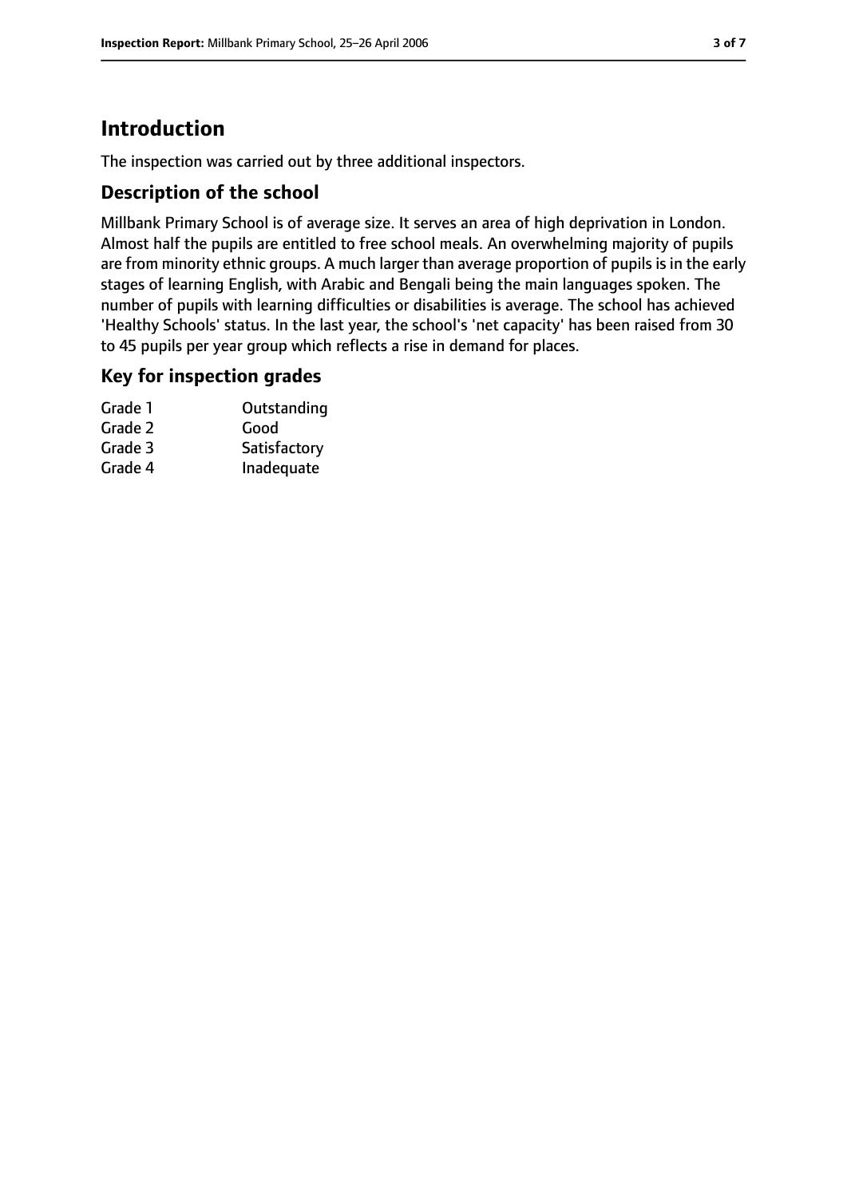# Introduction

The inspection was carried out by three additional inspectors.

## Description of the school

Millbank Primary School is of average size. It serves an area of high deprivation in London. Almost half the pupils are entitled to free school meals. An overwhelming majority of pupils are from minority ethnic groups. A much larger than average proportion of pupils is in the early stages of learning English, with Arabic and Bengali being the main languages spoken. The number of pupils with learning difficulties or disabilities is average. The school has achieved 'Healthy Schools' status. In the last year, the school's 'net capacity' has been raised from 30 to 45 pupils per year group which reflects a rise in demand for places.

## Key for inspection grades

| | |
|---|---|
| Grade 1 | Outstanding |
| Grade 2 | Good |
| Grade 3 | Satisfactory |
| Grade 4 | Inadequate |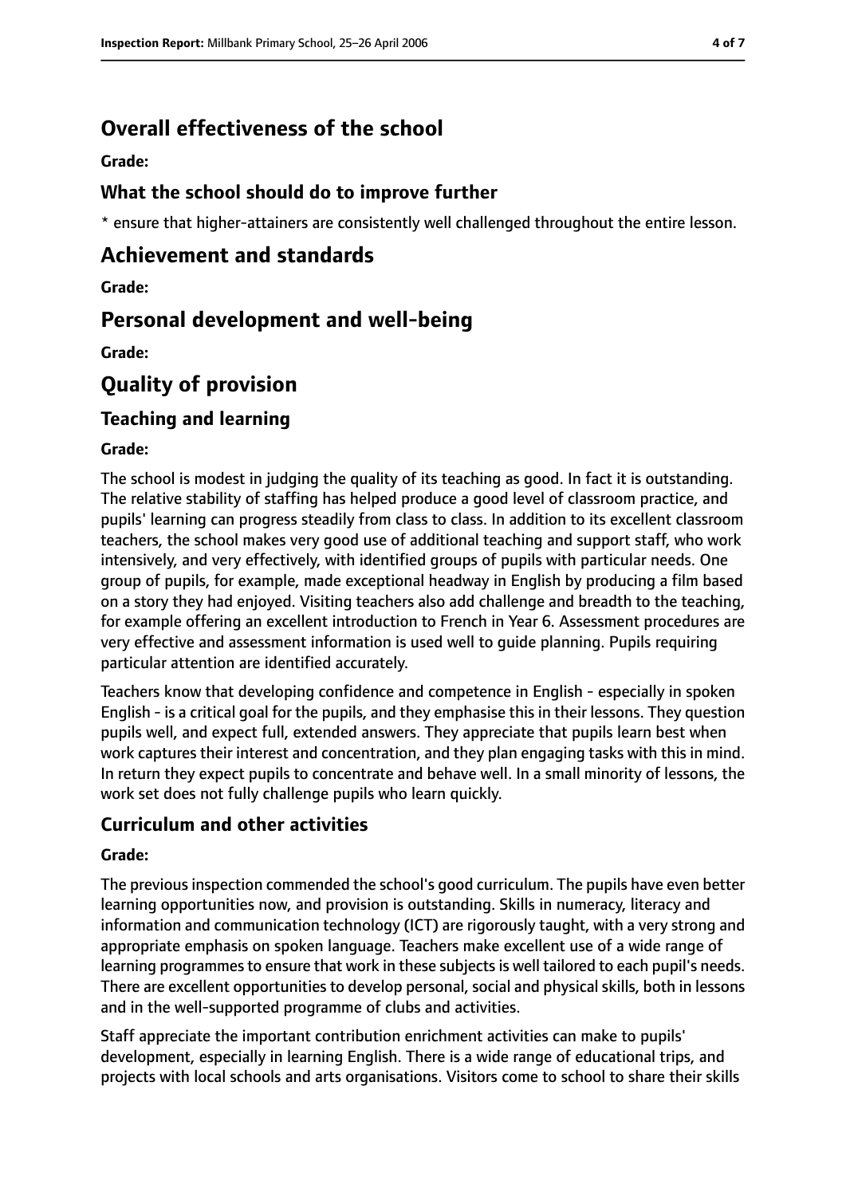## Overall effectiveness of the school

**Grade:**

### What the school should do to improve further

* ensure that higher-attainers are consistently well challenged throughout the entire lesson.

## Achievement and standards

**Grade:**

## Personal development and well-being

**Grade:**

## Quality of provision

### Teaching and learning

**Grade:**

The school is modest in judging the quality of its teaching as good. In fact it is outstanding. The relative stability of staffing has helped produce a good level of classroom practice, and pupils' learning can progress steadily from class to class. In addition to its excellent classroom teachers, the school makes very good use of additional teaching and support staff, who work intensively, and very effectively, with identified groups of pupils with particular needs. One group of pupils, for example, made exceptional headway in English by producing a film based on a story they had enjoyed. Visiting teachers also add challenge and breadth to the teaching, for example offering an excellent introduction to French in Year 6. Assessment procedures are very effective and assessment information is used well to guide planning. Pupils requiring particular attention are identified accurately.

Teachers know that developing confidence and competence in English - especially in spoken English - is a critical goal for the pupils, and they emphasise this in their lessons. They question pupils well, and expect full, extended answers. They appreciate that pupils learn best when work captures their interest and concentration, and they plan engaging tasks with this in mind. In return they expect pupils to concentrate and behave well. In a small minority of lessons, the work set does not fully challenge pupils who learn quickly.

### Curriculum and other activities

**Grade:**

The previous inspection commended the school's good curriculum. The pupils have even better learning opportunities now, and provision is outstanding. Skills in numeracy, literacy and information and communication technology (ICT) are rigorously taught, with a very strong and appropriate emphasis on spoken language. Teachers make excellent use of a wide range of learning programmes to ensure that work in these subjects is well tailored to each pupil's needs. There are excellent opportunities to develop personal, social and physical skills, both in lessons and in the well-supported programme of clubs and activities.

Staff appreciate the important contribution enrichment activities can make to pupils' development, especially in learning English. There is a wide range of educational trips, and projects with local schools and arts organisations. Visitors come to school to share their skills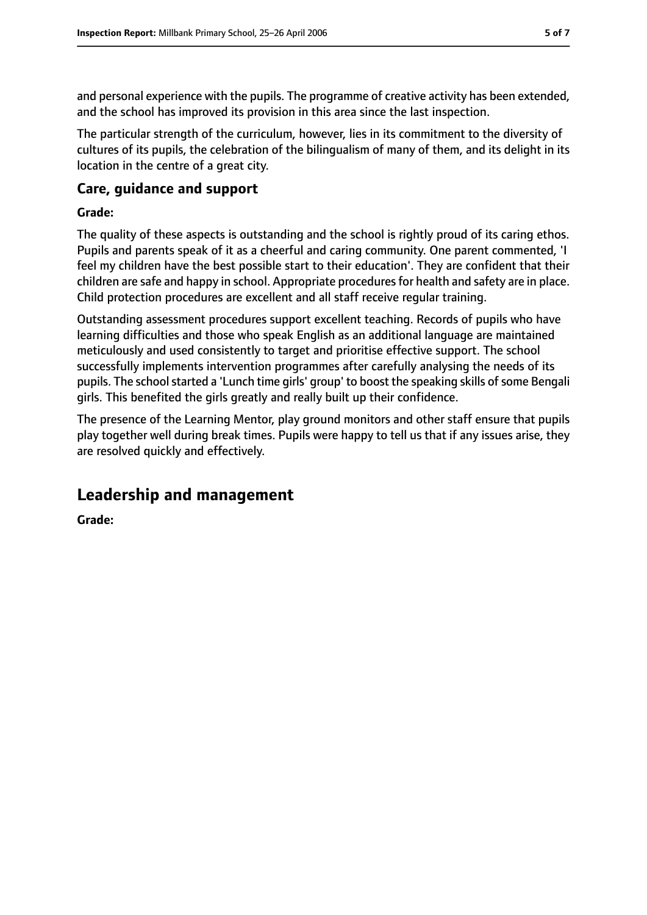and personal experience with the pupils. The programme of creative activity has been extended, and the school has improved its provision in this area since the last inspection.

The particular strength of the curriculum, however, lies in its commitment to the diversity of cultures of its pupils, the celebration of the bilingualism of many of them, and its delight in its location in the centre of a great city.

### Care, guidance and support

**Grade:**

The quality of these aspects is outstanding and the school is rightly proud of its caring ethos. Pupils and parents speak of it as a cheerful and caring community. One parent commented, 'I feel my children have the best possible start to their education'. They are confident that their children are safe and happy in school. Appropriate procedures for health and safety are in place. Child protection procedures are excellent and all staff receive regular training.

Outstanding assessment procedures support excellent teaching. Records of pupils who have learning difficulties and those who speak English as an additional language are maintained meticulously and used consistently to target and prioritise effective support. The school successfully implements intervention programmes after carefully analysing the needs of its pupils. The school started a 'Lunch time girls' group' to boost the speaking skills of some Bengali girls. This benefited the girls greatly and really built up their confidence.

The presence of the Learning Mentor, play ground monitors and other staff ensure that pupils play together well during break times. Pupils were happy to tell us that if any issues arise, they are resolved quickly and effectively.

## Leadership and management

**Grade:**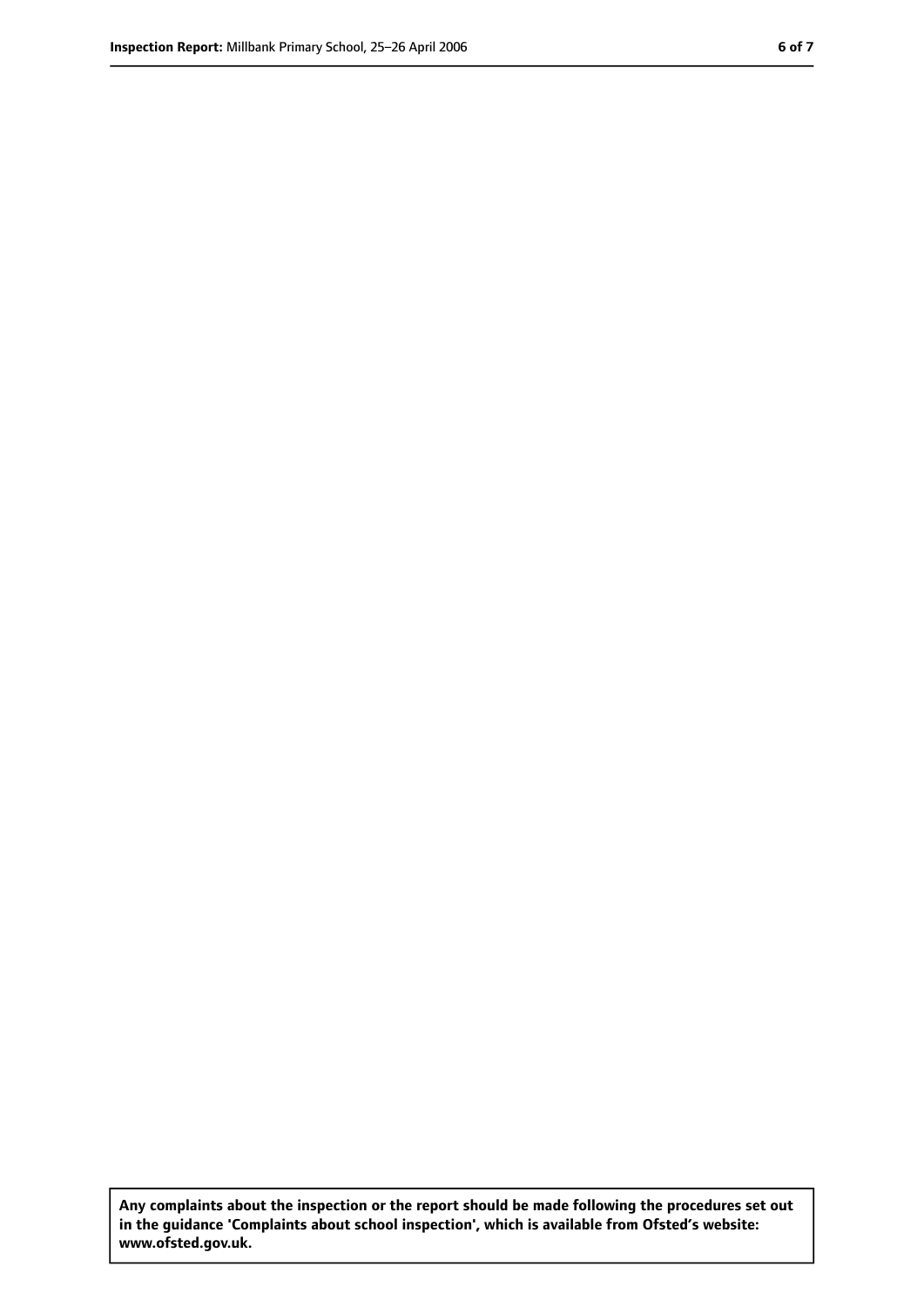**Any complaints about the inspection or the report should be made following the procedures set out in the guidance 'Complaints about school inspection', which is available from Ofsted's website: www.ofsted.gov.uk.**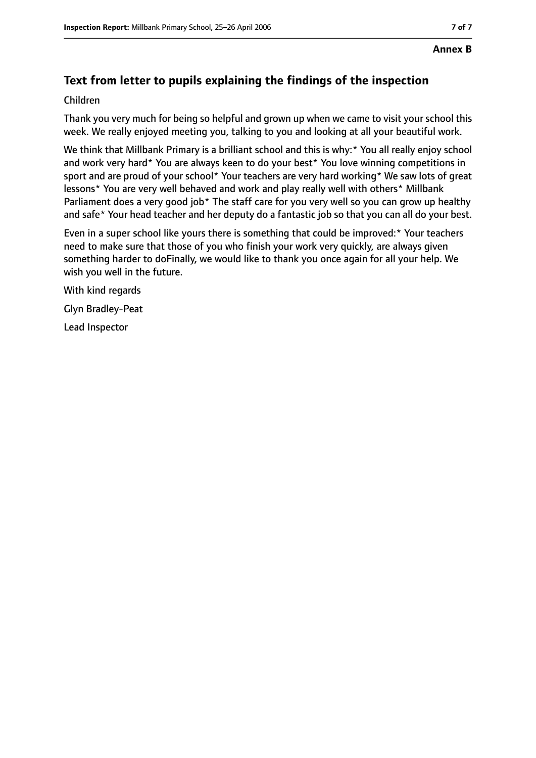**Annex B**

## Text from letter to pupils explaining the findings of the inspection

Children

Thank you very much for being so helpful and grown up when we came to visit your school this week. We really enjoyed meeting you, talking to you and looking at all your beautiful work.

We think that Millbank Primary is a brilliant school and this is why:* You all really enjoy school and work very hard* You are always keen to do your best* You love winning competitions in sport and are proud of your school* Your teachers are very hard working* We saw lots of great lessons* You are very well behaved and work and play really well with others* Millbank Parliament does a very good job* The staff care for you very well so you can grow up healthy and safe* Your head teacher and her deputy do a fantastic job so that you can all do your best.

Even in a super school like yours there is something that could be improved:* Your teachers need to make sure that those of you who finish your work very quickly, are always given something harder to doFinally, we would like to thank you once again for all your help. We wish you well in the future.

With kind regards

Glyn Bradley-Peat

Lead Inspector